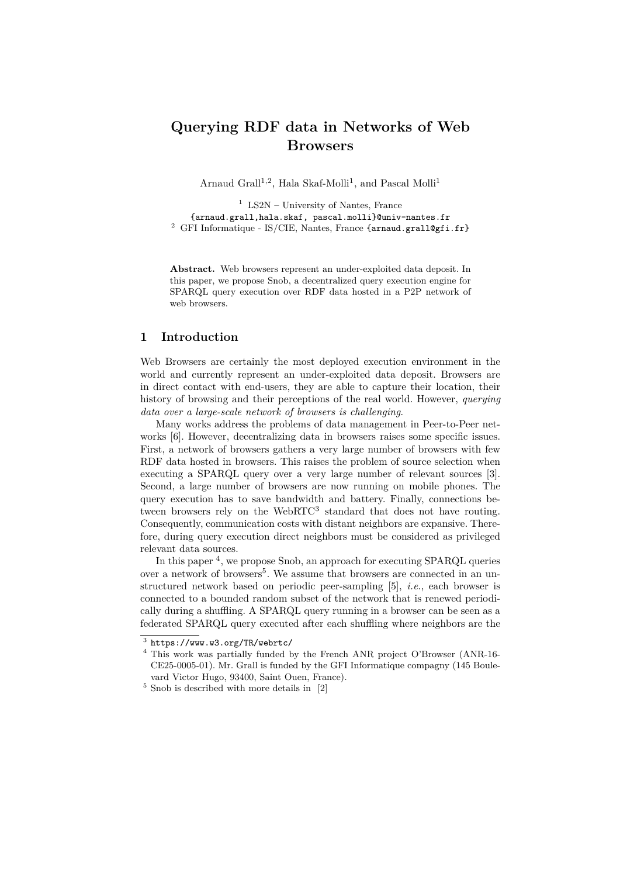# Querying RDF data in Networks of Web Browsers

Arnaud Grall[1,2], Hala Skaf-Molli[1], and Pascal Molli[1]

[1] LS2N – University of Nantes, France
{arnaud.grall,hala.skaf, pascal.molli}@univ-nantes.fr
[2] GFI Informatique - IS/CIE, Nantes, France {arnaud.grall@gfi.fr}

**Abstract.** Web browsers represent an under-exploited data deposit. In this paper, we propose Snob, a decentralized query execution engine for SPARQL query execution over RDF data hosted in a P2P network of web browsers.

## 1 Introduction

Web Browsers are certainly the most deployed execution environment in the world and currently represent an under-exploited data deposit. Browsers are in direct contact with end-users, they are able to capture their location, their history of browsing and their perceptions of the real world. However, *querying data over a large-scale network of browsers is challenging*.

Many works address the problems of data management in Peer-to-Peer networks [6]. However, decentralizing data in browsers raises some specific issues. First, a network of browsers gathers a very large number of browsers with few RDF data hosted in browsers. This raises the problem of source selection when executing a SPARQL query over a very large number of relevant sources [3]. Second, a large number of browsers are now running on mobile phones. The query execution has to save bandwidth and battery. Finally, connections between browsers rely on the WebRTC[3] standard that does not have routing. Consequently, communication costs with distant neighbors are expansive. Therefore, during query execution direct neighbors must be considered as privileged relevant data sources.

In this paper [4], we propose Snob, an approach for executing SPARQL queries over a network of browsers[5]. We assume that browsers are connected in an unstructured network based on periodic peer-sampling [5], *i.e.*, each browser is connected to a bounded random subset of the network that is renewed periodically during a shuffling. A SPARQL query running in a browser can be seen as a federated SPARQL query executed after each shuffling where neighbors are the

[3] https://www.w3.org/TR/webrtc/

[4] This work was partially funded by the French ANR project O'Browser (ANR-16-CE25-0005-01). Mr. Grall is funded by the GFI Informatique compagny (145 Boulevard Victor Hugo, 93400, Saint Ouen, France).

[5] Snob is described with more details in [2]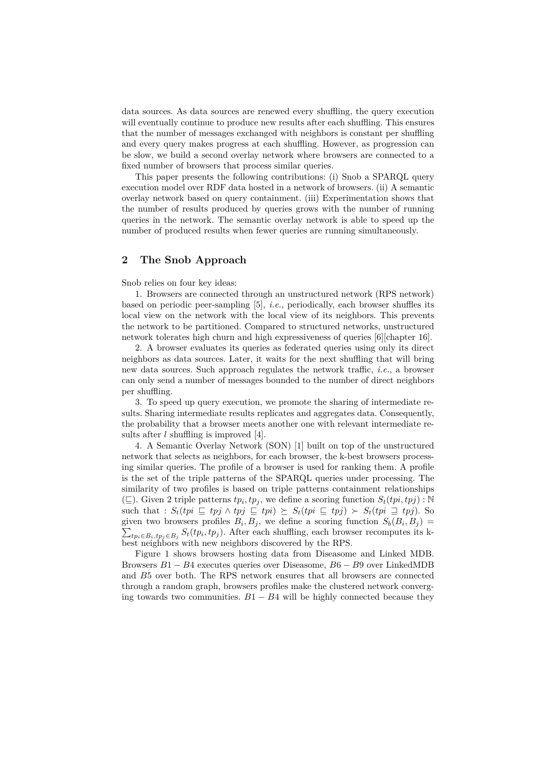data sources. As data sources are renewed every shuffling, the query execution will eventually continue to produce new results after each shuffling. This ensures that the number of messages exchanged with neighbors is constant per shuffling and every query makes progress at each shuffling. However, as progression can be slow, we build a second overlay network where browsers are connected to a fixed number of browsers that process similar queries.

This paper presents the following contributions: (i) Snob a SPARQL query execution model over RDF data hosted in a network of browsers. (ii) A semantic overlay network based on query containment. (iii) Experimentation shows that the number of results produced by queries grows with the number of running queries in the network. The semantic overlay network is able to speed up the number of produced results when fewer queries are running simultaneously.

## 2 The Snob Approach

Snob relies on four key ideas:

1. Browsers are connected through an unstructured network (RPS network) based on periodic peer-sampling [5], *i.e.*, periodically, each browser shuffles its local view on the network with the local view of its neighbors. This prevents the network to be partitioned. Compared to structured networks, unstructured network tolerates high churn and high expressiveness of queries [6][chapter 16].

2. A browser evaluates its queries as federated queries using only its direct neighbors as data sources. Later, it waits for the next shuffling that will bring new data sources. Such approach regulates the network traffic, *i.e.*, a browser can only send a number of messages bounded to the number of direct neighbors per shuffling.

3. To speed up query execution, we promote the sharing of intermediate results. Sharing intermediate results replicates and aggregates data. Consequently, the probability that a browser meets another one with relevant intermediate results after $l$ shuffling is improved [4].

4. A Semantic Overlay Network (SON) [1] built on top of the unstructured network that selects as neighbors, for each browser, the k-best browsers processing similar queries. The profile of a browser is used for ranking them. A profile is the set of the triple patterns of the SPARQL queries under processing. The similarity of two profiles is based on triple patterns containment relationships ($\sqsubseteq$). Given 2 triple patterns $tp_i, tp_j$, we define a scoring function $S_t(tpi, tpj) : \mathbb{N}$ such that : $S_t(tpi \sqsubseteq tpj \wedge tpj \sqsubseteq tpi) \succeq S_t(tpi \sqsubseteq tpj) \succ S_t(tpi \sqsupseteq tpj)$. So given two browsers profiles $B_i, B_j$, we define a scoring function $S_b(B_i, B_j) = \sum_{tp_i \in B_i, tp_j \in B_j} S_t(tp_i, tp_j)$. After each shuffling, each browser recomputes its k-best neighbors with new neighbors discovered by the RPS.

Figure 1 shows browsers hosting data from Diseasome and Linked MDB. Browsers $B1 - B4$ executes queries over Diseasome, $B6 - B9$ over LinkedMDB and $B5$ over both. The RPS network ensures that all browsers are connected through a random graph, browsers profiles make the clustered network converging towards two communities. $B1 - B4$ will be highly connected because they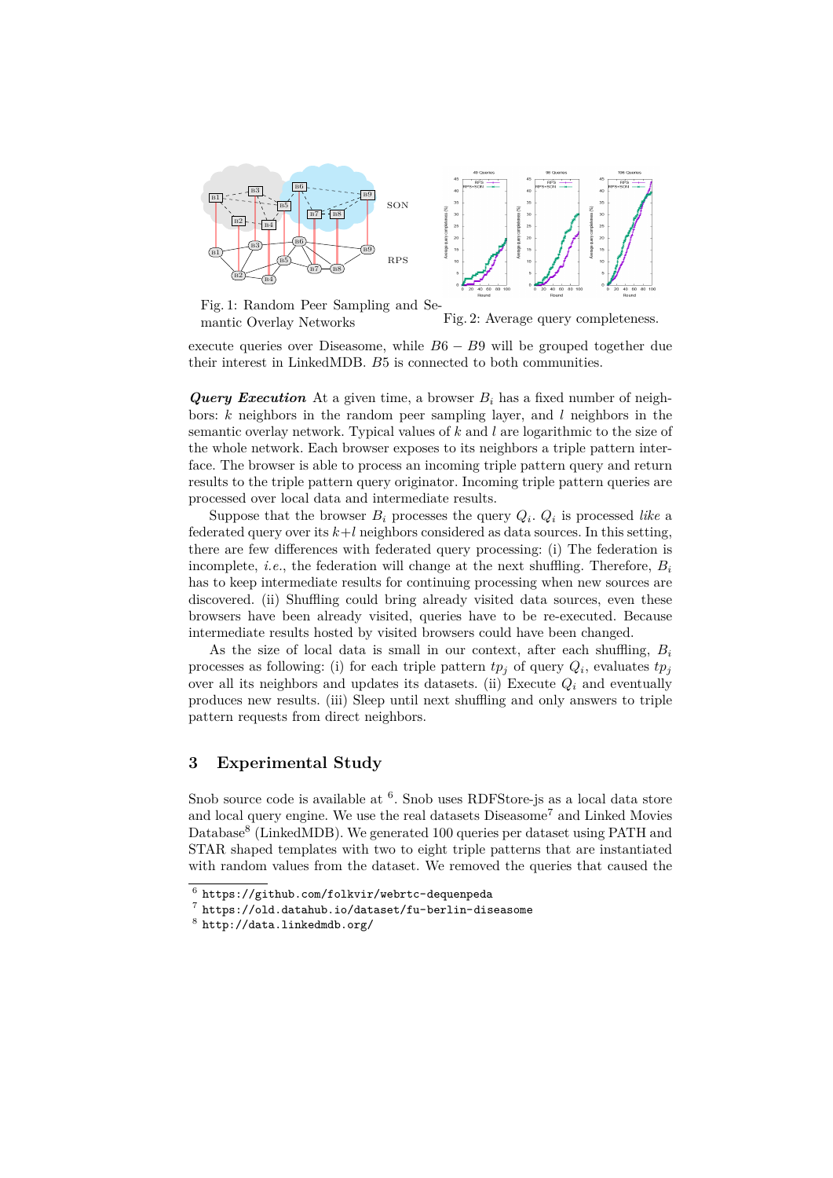Fig. 1: Random Peer Sampling and Semantic Overlay Networks

Fig. 2: Average query completeness.

execute queries over Diseasome, while $B6 - B9$ will be grouped together due their interest in LinkedMDB. $B5$ is connected to both communities.

***Query Execution*** At a given time, a browser $B_i$ has a fixed number of neighbors: $k$ neighbors in the random peer sampling layer, and $l$ neighbors in the semantic overlay network. Typical values of $k$ and $l$ are logarithmic to the size of the whole network. Each browser exposes to its neighbors a triple pattern interface. The browser is able to process an incoming triple pattern query and return results to the triple pattern query originator. Incoming triple pattern queries are processed over local data and intermediate results.

Suppose that the browser $B_i$ processes the query $Q_i$. $Q_i$ is processed *like* a federated query over its $k+l$ neighbors considered as data sources. In this setting, there are few differences with federated query processing: (i) The federation is incomplete, *i.e.*, the federation will change at the next shuffling. Therefore, $B_i$ has to keep intermediate results for continuing processing when new sources are discovered. (ii) Shuffling could bring already visited data sources, even these browsers have been already visited, queries have to be re-executed. Because intermediate results hosted by visited browsers could have been changed.

As the size of local data is small in our context, after each shuffling, $B_i$ processes as following: (i) for each triple pattern $tp_j$ of query $Q_i$, evaluates $tp_j$ over all its neighbors and updates its datasets. (ii) Execute $Q_i$ and eventually produces new results. (iii) Sleep until next shuffling and only answers to triple pattern requests from direct neighbors.

## 3 Experimental Study

Snob source code is available at [6]. Snob uses RDFStore-js as a local data store and local query engine. We use the real datasets Diseasome[7] and Linked Movies Database[8] (LinkedMDB). We generated 100 queries per dataset using PATH and STAR shaped templates with two to eight triple patterns that are instantiated with random values from the dataset. We removed the queries that caused the

[6] https://github.com/folkvir/webrtc-dequenpeda

[7] https://old.datahub.io/dataset/fu-berlin-diseasome

[8] http://data.linkedmdb.org/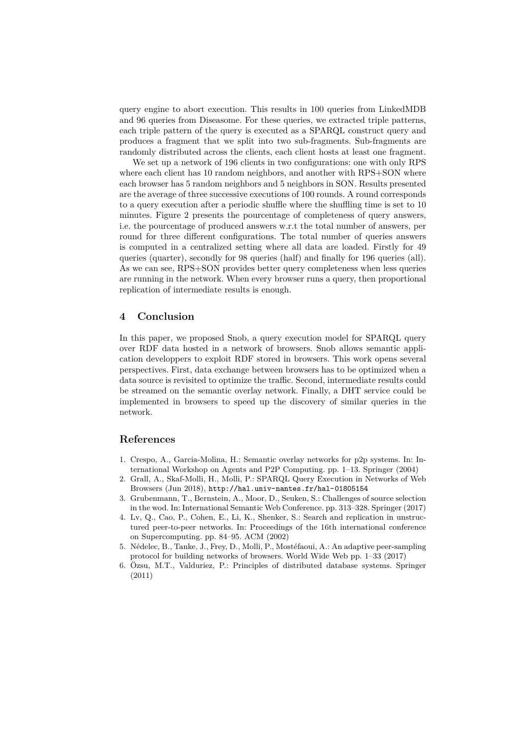query engine to abort execution. This results in 100 queries from LinkedMDB and 96 queries from Diseasome. For these queries, we extracted triple patterns, each triple pattern of the query is executed as a SPARQL construct query and produces a fragment that we split into two sub-fragments. Sub-fragments are randomly distributed across the clients, each client hosts at least one fragment.

We set up a network of 196 clients in two configurations: one with only RPS where each client has 10 random neighbors, and another with RPS+SON where each browser has 5 random neighbors and 5 neighbors in SON. Results presented are the average of three successive executions of 100 rounds. A round corresponds to a query execution after a periodic shuffle where the shuffling time is set to 10 minutes. Figure 2 presents the pourcentage of completeness of query answers, i.e. the pourcentage of produced answers w.r.t the total number of answers, per round for three different configurations. The total number of queries answers is computed in a centralized setting where all data are loaded. Firstly for 49 queries (quarter), secondly for 98 queries (half) and finally for 196 queries (all). As we can see, RPS+SON provides better query completeness when less queries are running in the network. When every browser runs a query, then proportional replication of intermediate results is enough.

## 4 Conclusion

In this paper, we proposed Snob, a query execution model for SPARQL query over RDF data hosted in a network of browsers. Snob allows semantic application developpers to exploit RDF stored in browsers. This work opens several perspectives. First, data exchange between browsers has to be optimized when a data source is revisited to optimize the traffic. Second, intermediate results could be streamed on the semantic overlay network. Finally, a DHT service could be implemented in browsers to speed up the discovery of similar queries in the network.

## References

1. Crespo, A., Garcia-Molina, H.: Semantic overlay networks for p2p systems. In: International Workshop on Agents and P2P Computing. pp. 1–13. Springer (2004)
2. Grall, A., Skaf-Molli, H., Molli, P.: SPARQL Query Execution in Networks of Web Browsers (Jun 2018), http://hal.univ-nantes.fr/hal-01805154
3. Grubenmann, T., Bernstein, A., Moor, D., Seuken, S.: Challenges of source selection in the wod. In: International Semantic Web Conference. pp. 313–328. Springer (2017)
4. Lv, Q., Cao, P., Cohen, E., Li, K., Shenker, S.: Search and replication in unstructured peer-to-peer networks. In: Proceedings of the 16th international conference on Supercomputing. pp. 84–95. ACM (2002)
5. Nédelec, B., Tanke, J., Frey, D., Molli, P., Mostéfaoui, A.: An adaptive peer-sampling protocol for building networks of browsers. World Wide Web pp. 1–33 (2017)
6. Özsu, M.T., Valduriez, P.: Principles of distributed database systems. Springer (2011)